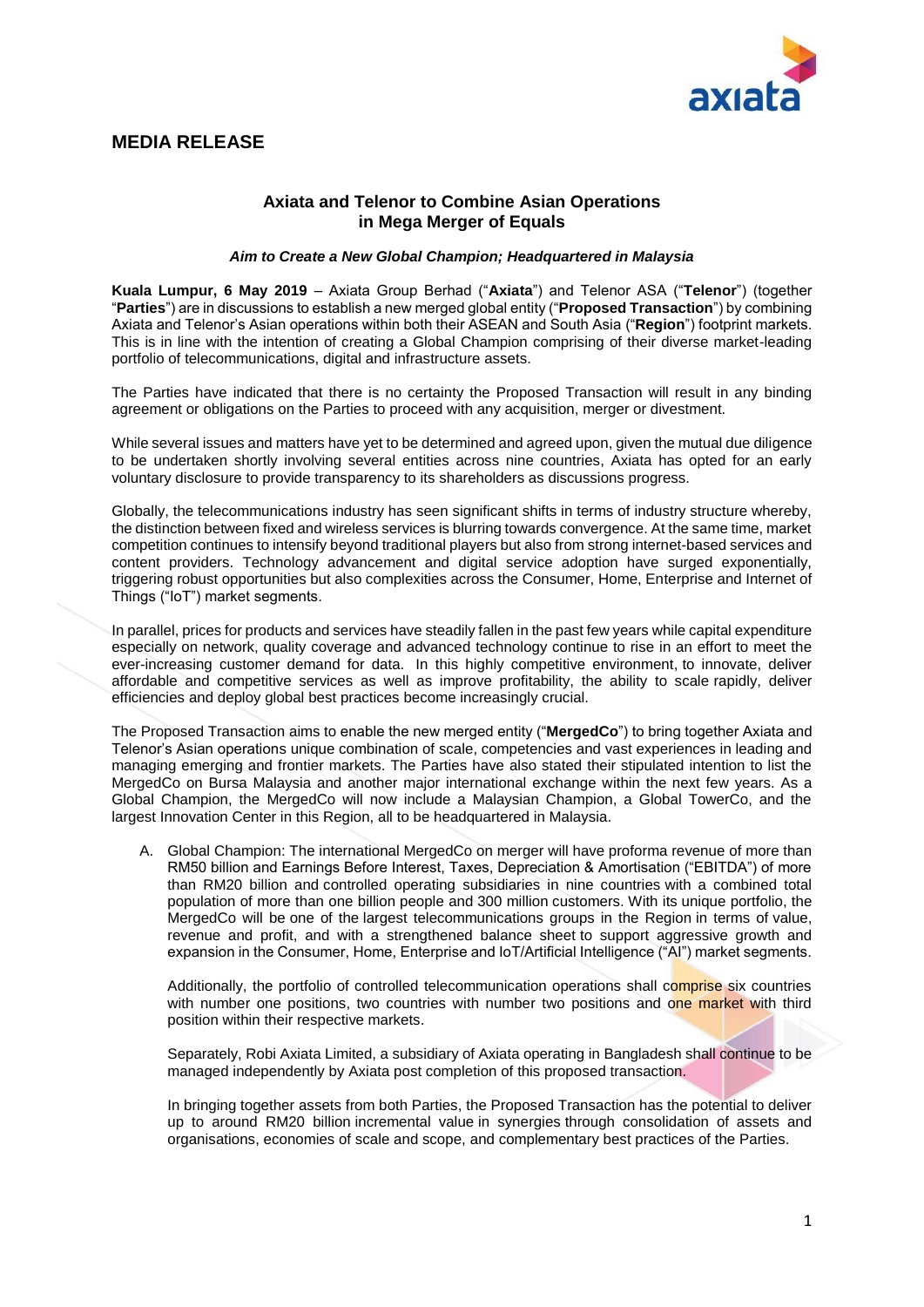## MEDIA RELEASE

### Axiata and Telenor to Combine Asian Operations in Mega Merger of Equals

***Aim to Create a New Global Champion; Headquartered in Malaysia***

**Kuala Lumpur, 6 May 2019** – Axiata Group Berhad ("**Axiata**") and Telenor ASA ("**Telenor**") (together "**Parties**") are in discussions to establish a new merged global entity ("**Proposed Transaction**") by combining Axiata and Telenor's Asian operations within both their ASEAN and South Asia ("**Region**") footprint markets. This is in line with the intention of creating a Global Champion comprising of their diverse market-leading portfolio of telecommunications, digital and infrastructure assets.

The Parties have indicated that there is no certainty the Proposed Transaction will result in any binding agreement or obligations on the Parties to proceed with any acquisition, merger or divestment.

While several issues and matters have yet to be determined and agreed upon, given the mutual due diligence to be undertaken shortly involving several entities across nine countries, Axiata has opted for an early voluntary disclosure to provide transparency to its shareholders as discussions progress.

Globally, the telecommunications industry has seen significant shifts in terms of industry structure whereby, the distinction between fixed and wireless services is blurring towards convergence. At the same time, market competition continues to intensify beyond traditional players but also from strong internet-based services and content providers. Technology advancement and digital service adoption have surged exponentially, triggering robust opportunities but also complexities across the Consumer, Home, Enterprise and Internet of Things ("IoT") market segments.

In parallel, prices for products and services have steadily fallen in the past few years while capital expenditure especially on network, quality coverage and advanced technology continue to rise in an effort to meet the ever-increasing customer demand for data. In this highly competitive environment, to innovate, deliver affordable and competitive services as well as improve profitability, the ability to scale rapidly, deliver efficiencies and deploy global best practices become increasingly crucial.

The Proposed Transaction aims to enable the new merged entity ("**MergedCo**") to bring together Axiata and Telenor's Asian operations unique combination of scale, competencies and vast experiences in leading and managing emerging and frontier markets. The Parties have also stated their stipulated intention to list the MergedCo on Bursa Malaysia and another major international exchange within the next few years. As a Global Champion, the MergedCo will now include a Malaysian Champion, a Global TowerCo, and the largest Innovation Center in this Region, all to be headquartered in Malaysia.

A. Global Champion: The international MergedCo on merger will have proforma revenue of more than RM50 billion and Earnings Before Interest, Taxes, Depreciation & Amortisation ("EBITDA") of more than RM20 billion and controlled operating subsidiaries in nine countries with a combined total population of more than one billion people and 300 million customers. With its unique portfolio, the MergedCo will be one of the largest telecommunications groups in the Region in terms of value, revenue and profit, and with a strengthened balance sheet to support aggressive growth and expansion in the Consumer, Home, Enterprise and IoT/Artificial Intelligence ("AI") market segments.

   Additionally, the portfolio of controlled telecommunication operations shall comprise six countries with number one positions, two countries with number two positions and one market with third position within their respective markets.

   Separately, Robi Axiata Limited, a subsidiary of Axiata operating in Bangladesh shall continue to be managed independently by Axiata post completion of this proposed transaction.

   In bringing together assets from both Parties, the Proposed Transaction has the potential to deliver up to around RM20 billion incremental value in synergies through consolidation of assets and organisations, economies of scale and scope, and complementary best practices of the Parties.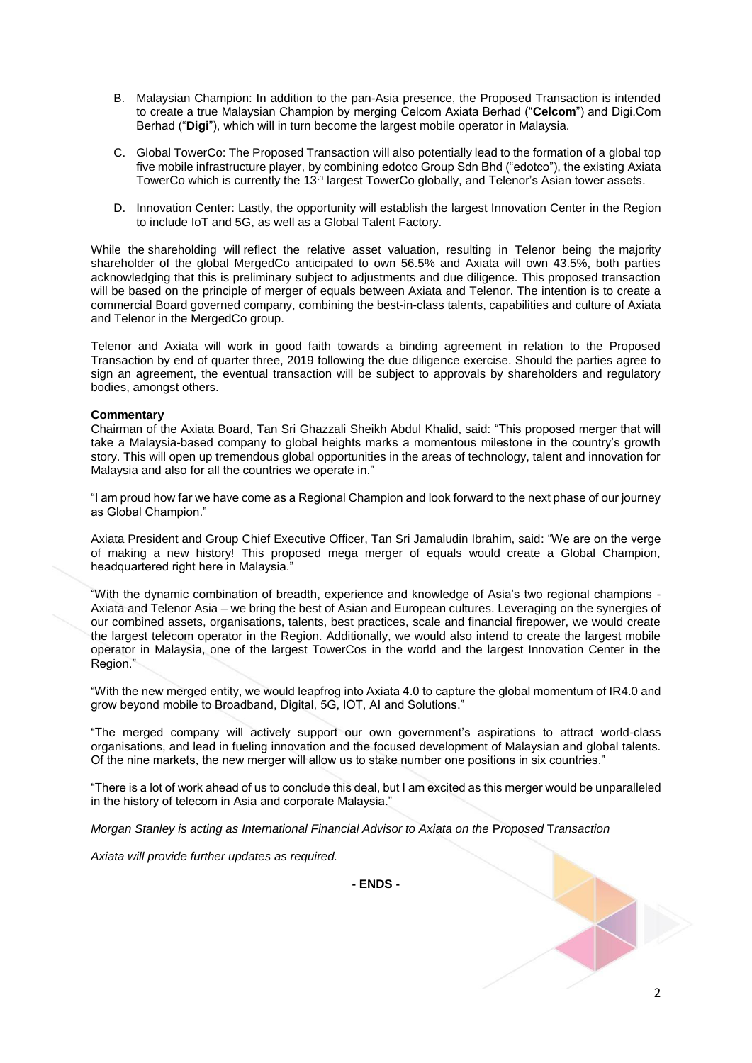B. Malaysian Champion: In addition to the pan-Asia presence, the Proposed Transaction is intended to create a true Malaysian Champion by merging Celcom Axiata Berhad ("**Celcom**") and Digi.Com Berhad ("**Digi**"), which will in turn become the largest mobile operator in Malaysia.

C. Global TowerCo: The Proposed Transaction will also potentially lead to the formation of a global top five mobile infrastructure player, by combining edotco Group Sdn Bhd ("edotco"), the existing Axiata TowerCo which is currently the 13th largest TowerCo globally, and Telenor's Asian tower assets.

D. Innovation Center: Lastly, the opportunity will establish the largest Innovation Center in the Region to include IoT and 5G, as well as a Global Talent Factory.

While the shareholding will reflect the relative asset valuation, resulting in Telenor being the majority shareholder of the global MergedCo anticipated to own 56.5% and Axiata will own 43.5%, both parties acknowledging that this is preliminary subject to adjustments and due diligence. This proposed transaction will be based on the principle of merger of equals between Axiata and Telenor. The intention is to create a commercial Board governed company, combining the best-in-class talents, capabilities and culture of Axiata and Telenor in the MergedCo group.

Telenor and Axiata will work in good faith towards a binding agreement in relation to the Proposed Transaction by end of quarter three, 2019 following the due diligence exercise. Should the parties agree to sign an agreement, the eventual transaction will be subject to approvals by shareholders and regulatory bodies, amongst others.

**Commentary**

Chairman of the Axiata Board, Tan Sri Ghazzali Sheikh Abdul Khalid, said: "This proposed merger that will take a Malaysia-based company to global heights marks a momentous milestone in the country's growth story. This will open up tremendous global opportunities in the areas of technology, talent and innovation for Malaysia and also for all the countries we operate in."

"I am proud how far we have come as a Regional Champion and look forward to the next phase of our journey as Global Champion."

Axiata President and Group Chief Executive Officer, Tan Sri Jamaludin Ibrahim, said: "We are on the verge of making a new history! This proposed mega merger of equals would create a Global Champion, headquartered right here in Malaysia."

"With the dynamic combination of breadth, experience and knowledge of Asia's two regional champions - Axiata and Telenor Asia – we bring the best of Asian and European cultures. Leveraging on the synergies of our combined assets, organisations, talents, best practices, scale and financial firepower, we would create the largest telecom operator in the Region. Additionally, we would also intend to create the largest mobile operator in Malaysia, one of the largest TowerCos in the world and the largest Innovation Center in the Region."

"With the new merged entity, we would leapfrog into Axiata 4.0 to capture the global momentum of IR4.0 and grow beyond mobile to Broadband, Digital, 5G, IOT, AI and Solutions."

"The merged company will actively support our own government's aspirations to attract world-class organisations, and lead in fueling innovation and the focused development of Malaysian and global talents. Of the nine markets, the new merger will allow us to stake number one positions in six countries."

"There is a lot of work ahead of us to conclude this deal, but I am excited as this merger would be unparalleled in the history of telecom in Asia and corporate Malaysia."

*Morgan Stanley is acting as International Financial Advisor to Axiata on the Proposed Transaction*

*Axiata will provide further updates as required.*

**- ENDS -**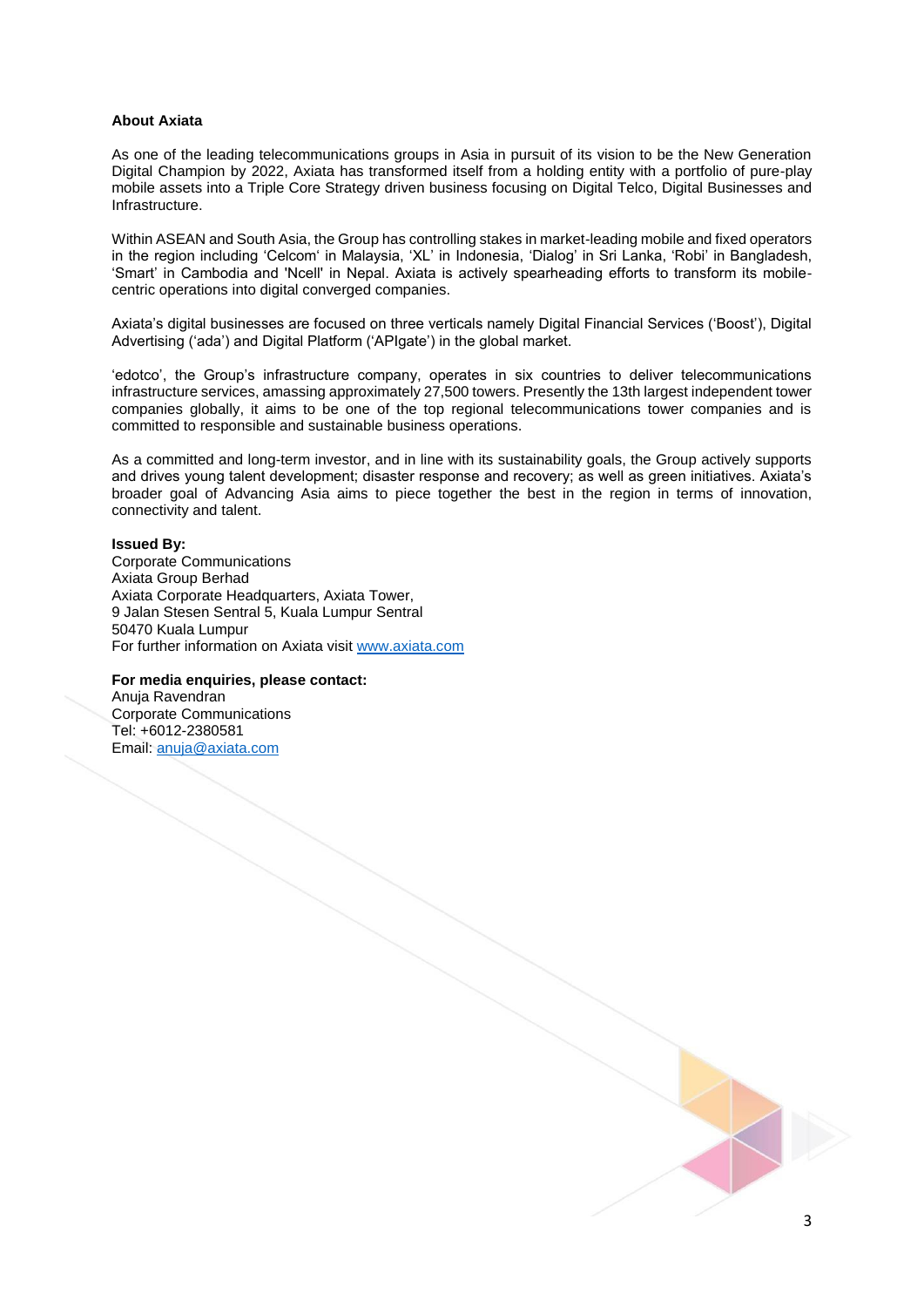**About Axiata**

As one of the leading telecommunications groups in Asia in pursuit of its vision to be the New Generation Digital Champion by 2022, Axiata has transformed itself from a holding entity with a portfolio of pure-play mobile assets into a Triple Core Strategy driven business focusing on Digital Telco, Digital Businesses and Infrastructure.

Within ASEAN and South Asia, the Group has controlling stakes in market-leading mobile and fixed operators in the region including 'Celcom' in Malaysia, 'XL' in Indonesia, 'Dialog' in Sri Lanka, 'Robi' in Bangladesh, 'Smart' in Cambodia and 'Ncell' in Nepal. Axiata is actively spearheading efforts to transform its mobile-centric operations into digital converged companies.

Axiata's digital businesses are focused on three verticals namely Digital Financial Services ('Boost'), Digital Advertising ('ada') and Digital Platform ('APIgate') in the global market.

'edotco', the Group's infrastructure company, operates in six countries to deliver telecommunications infrastructure services, amassing approximately 27,500 towers. Presently the 13th largest independent tower companies globally, it aims to be one of the top regional telecommunications tower companies and is committed to responsible and sustainable business operations.

As a committed and long-term investor, and in line with its sustainability goals, the Group actively supports and drives young talent development; disaster response and recovery; as well as green initiatives. Axiata's broader goal of Advancing Asia aims to piece together the best in the region in terms of innovation, connectivity and talent.

**Issued By:**
Corporate Communications
Axiata Group Berhad
Axiata Corporate Headquarters, Axiata Tower,
9 Jalan Stesen Sentral 5, Kuala Lumpur Sentral
50470 Kuala Lumpur
For further information on Axiata visit www.axiata.com

**For media enquiries, please contact:**
Anuja Ravendran
Corporate Communications
Tel: +6012-2380581
Email: anuja@axiata.com